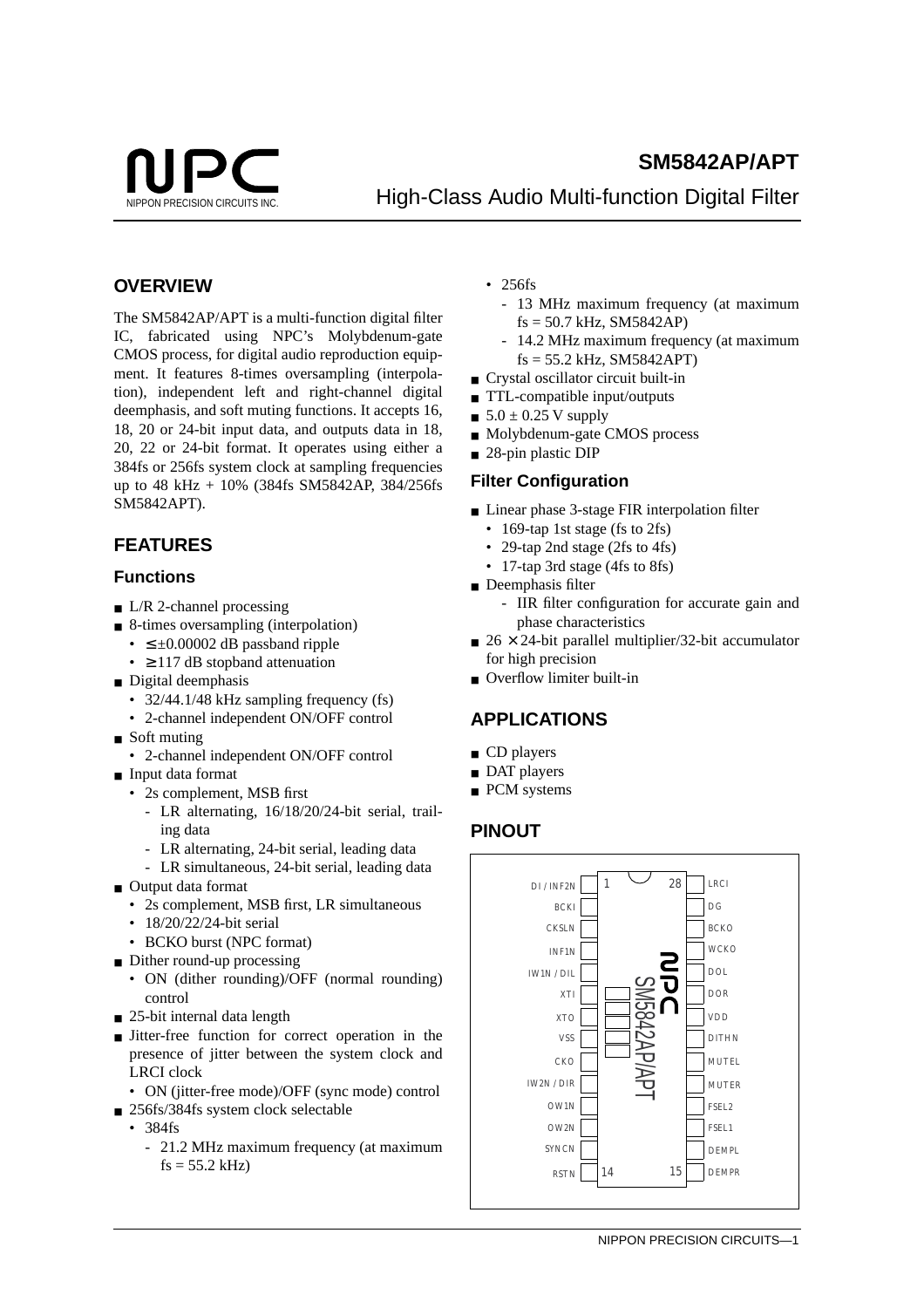# SM5842AP/APT

## High-Class Audio Multi-function Digital Filter

## OVERVIEW

The SM5842AP/APT is a multi-function digital filter IC, fabricated using NPC's Molybdenum-gate CMOS process, for digital audio reproduction equipment. It features 8-times oversampling (interpolation), independent left and right-channel digital deemphasis, and soft muting functions. It accepts 16, 18, 20 or 24-bit input data, and outputs data in 18, 20, 22 or 24-bit format. It operates using either a 384fs or 256fs system clock at sampling frequencies up to 48 kHz + 10% (384fs SM5842AP, 384/256fs SM5842APT).

## FEATURES

### Functions

- L/R 2-channel processing
- 8-times oversampling (interpolation)
  - ≤ ±0.00002 dB passband ripple
  - ≥ 117 dB stopband attenuation
- Digital deemphasis
  - 32/44.1/48 kHz sampling frequency (fs)
  - 2-channel independent ON/OFF control
- Soft muting
  - 2-channel independent ON/OFF control
- Input data format
  - 2s complement, MSB first
    - LR alternating, 16/18/20/24-bit serial, trailing data
    - LR alternating, 24-bit serial, leading data
    - LR simultaneous, 24-bit serial, leading data
- Output data format
  - 2s complement, MSB first, LR simultaneous
  - 18/20/22/24-bit serial
  - BCKO burst (NPC format)
- Dither round-up processing
  - ON (dither rounding)/OFF (normal rounding) control
- 25-bit internal data length
- Jitter-free function for correct operation in the presence of jitter between the system clock and LRCI clock
  - ON (jitter-free mode)/OFF (sync mode) control
- 256fs/384fs system clock selectable
  - 384fs
    - 21.2 MHz maximum frequency (at maximum fs = 55.2 kHz)
  - 256fs
    - 13 MHz maximum frequency (at maximum fs = 50.7 kHz, SM5842AP)
    - 14.2 MHz maximum frequency (at maximum fs = 55.2 kHz, SM5842APT)
- Crystal oscillator circuit built-in
- TTL-compatible input/outputs
- 5.0 ± 0.25 V supply
- Molybdenum-gate CMOS process
- 28-pin plastic DIP

### Filter Configuration

- Linear phase 3-stage FIR interpolation filter
  - 169-tap 1st stage (fs to 2fs)
  - 29-tap 2nd stage (2fs to 4fs)
  - 17-tap 3rd stage (4fs to 8fs)
- Deemphasis filter
  - IIR filter configuration for accurate gain and phase characteristics
- 26 × 24-bit parallel multiplier/32-bit accumulator for high precision
- Overflow limiter built-in

## APPLICATIONS

- CD players
- DAT players
- PCM systems

## PINOUT

| Pin | Name | Pin | Name |
|---|---|---|---|
| 1 | DI / INF2N | 28 | LRCI |
| 2 | BCKI | 27 | DG |
| 3 | CKSLN | 26 | BCKO |
| 4 | INF1N | 25 | WCKO |
| 5 | IW1N / DIL | 24 | DOL |
| 6 | XTI | 23 | DOR |
| 7 | XTO | 22 | VDD |
| 8 | VSS | 21 | DITHN |
| 9 | CKO | 20 | MUTEL |
| 10 | IW2N / DIR | 19 | MUTER |
| 11 | OW1N | 18 | FSEL2 |
| 12 | OW2N | 17 | FSEL1 |
| 13 | SYNCN | 16 | DEMPL |
| 14 | RSTN | 15 | DEMPR |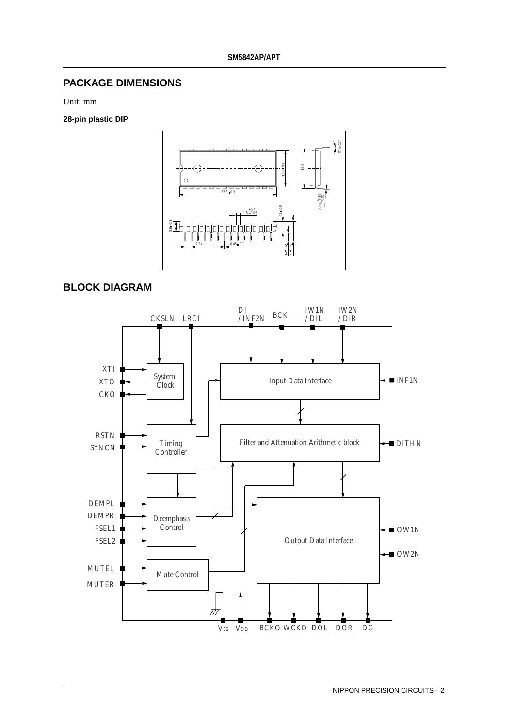## PACKAGE DIMENSIONS

Unit: mm

**28-pin plastic DIP**

## BLOCK DIAGRAM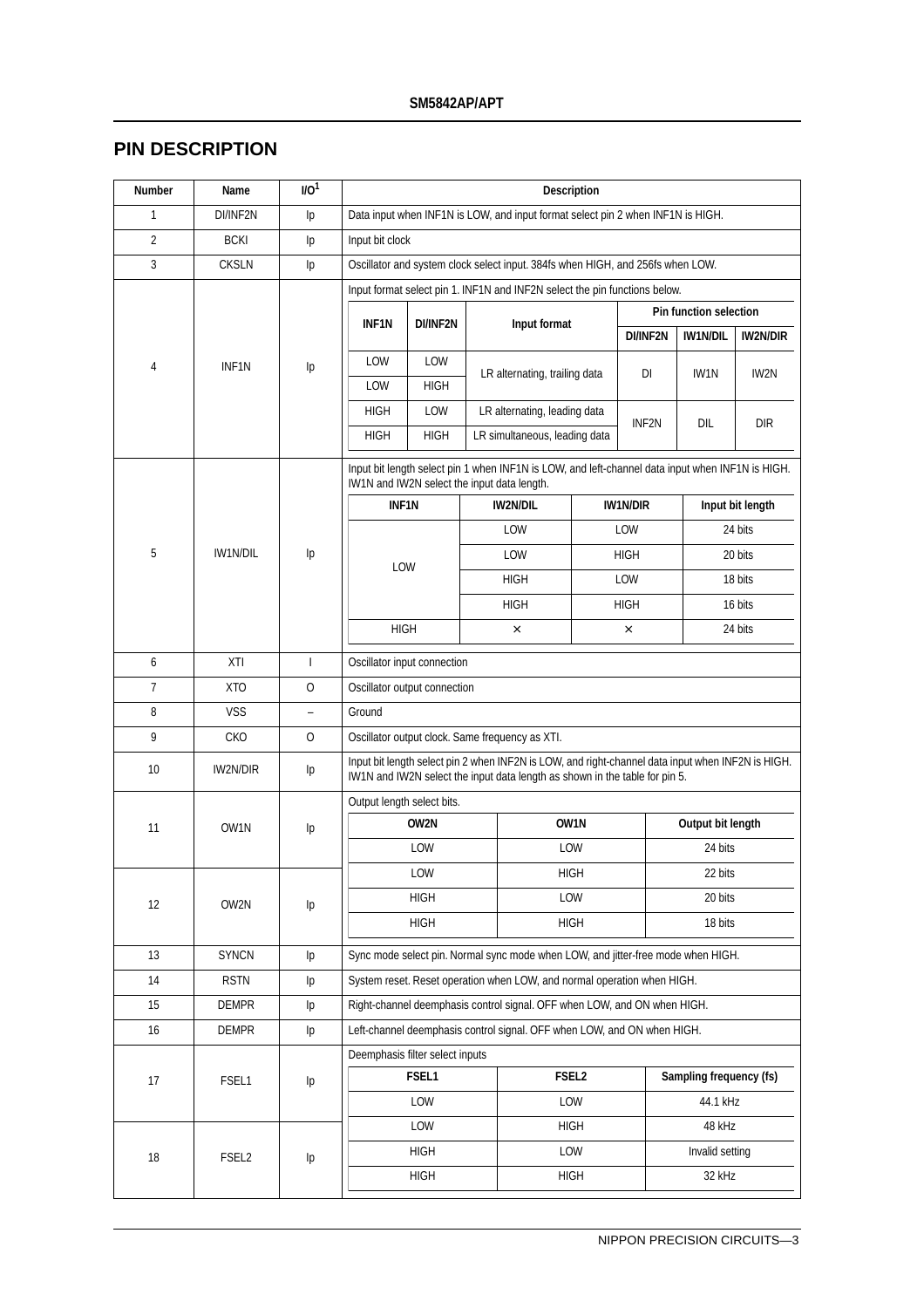## PIN DESCRIPTION

| Number | Name | I/O[1] | Description |
|---|---|---|---|
| 1 | DI/INF2N | Ip | Data input when INF1N is LOW, and input format select pin 2 when INF1N is HIGH. |
| 2 | BCKI | Ip | Input bit clock |
| 3 | CKSLN | Ip | Oscillator and system clock select input. 384fs when HIGH, and 256fs when LOW. |
| 4 | INF1N | Ip | Input format select pin 1. INF1N and INF2N select the pin functions below. (See table below) |
| 5 | IW1N/DIL | Ip | Input bit length select pin 1 when INF1N is LOW, and left-channel data input when INF1N is HIGH. IW1N and IW2N select the input data length. (See table below) |
| 6 | XTI | I | Oscillator input connection |
| 7 | XTO | O | Oscillator output connection |
| 8 | VSS | – | Ground |
| 9 | CKO | O | Oscillator output clock. Same frequency as XTI. |
| 10 | IW2N/DIR | Ip | Input bit length select pin 2 when INF2N is LOW, and right-channel data input when INF2N is HIGH. IW1N and IW2N select the input data length as shown in the table for pin 5. |
| 11 | OW1N | Ip | Output length select bits. (See table below) |
| 12 | OW2N | Ip | (See table below) |
| 13 | SYNCN | Ip | Sync mode select pin. Normal sync mode when LOW, and jitter-free mode when HIGH. |
| 14 | RSTN | Ip | System reset. Reset operation when LOW, and normal operation when HIGH. |
| 15 | DEMPR | Ip | Right-channel deemphasis control signal. OFF when LOW, and ON when HIGH. |
| 16 | DEMPR | Ip | Left-channel deemphasis control signal. OFF when LOW, and ON when HIGH. |
| 17 | FSEL1 | Ip | Deemphasis filter select inputs (See table below) |
| 18 | FSEL2 | Ip | (See table below) |

Pin 4 (INF1N) table:

| INF1N | DI/INF2N | Input format | Pin function selection | | |
|---|---|---|---|---|---|
| | | | DI/INF2N | IW1N/DIL | IW2N/DIR |
| LOW | LOW | LR alternating, trailing data | DI | IW1N | IW2N |
| LOW | HIGH | LR alternating, trailing data | DI | IW1N | IW2N |
| HIGH | LOW | LR alternating, leading data | INF2N | DIL | DIR |
| HIGH | HIGH | LR simultaneous, leading data | INF2N | DIL | DIR |

Pin 5 (IW1N/DIL) table:

| INF1N | IW2N/DIL | IW1N/DIR | Input bit length |
|---|---|---|---|
| LOW | LOW | LOW | 24 bits |
| LOW | LOW | HIGH | 20 bits |
| LOW | HIGH | LOW | 18 bits |
| LOW | HIGH | HIGH | 16 bits |
| HIGH | × | × | 24 bits |

Pins 11, 12 (OW1N, OW2N) table:

| OW2N | OW1N | Output bit length |
|---|---|---|
| LOW | LOW | 24 bits |
| LOW | HIGH | 22 bits |
| HIGH | LOW | 20 bits |
| HIGH | HIGH | 18 bits |

Pins 17, 18 (FSEL1, FSEL2) table:

| FSEL1 | FSEL2 | Sampling frequency (fs) |
|---|---|---|
| LOW | LOW | 44.1 kHz |
| LOW | HIGH | 48 kHz |
| HIGH | LOW | Invalid setting |
| HIGH | HIGH | 32 kHz |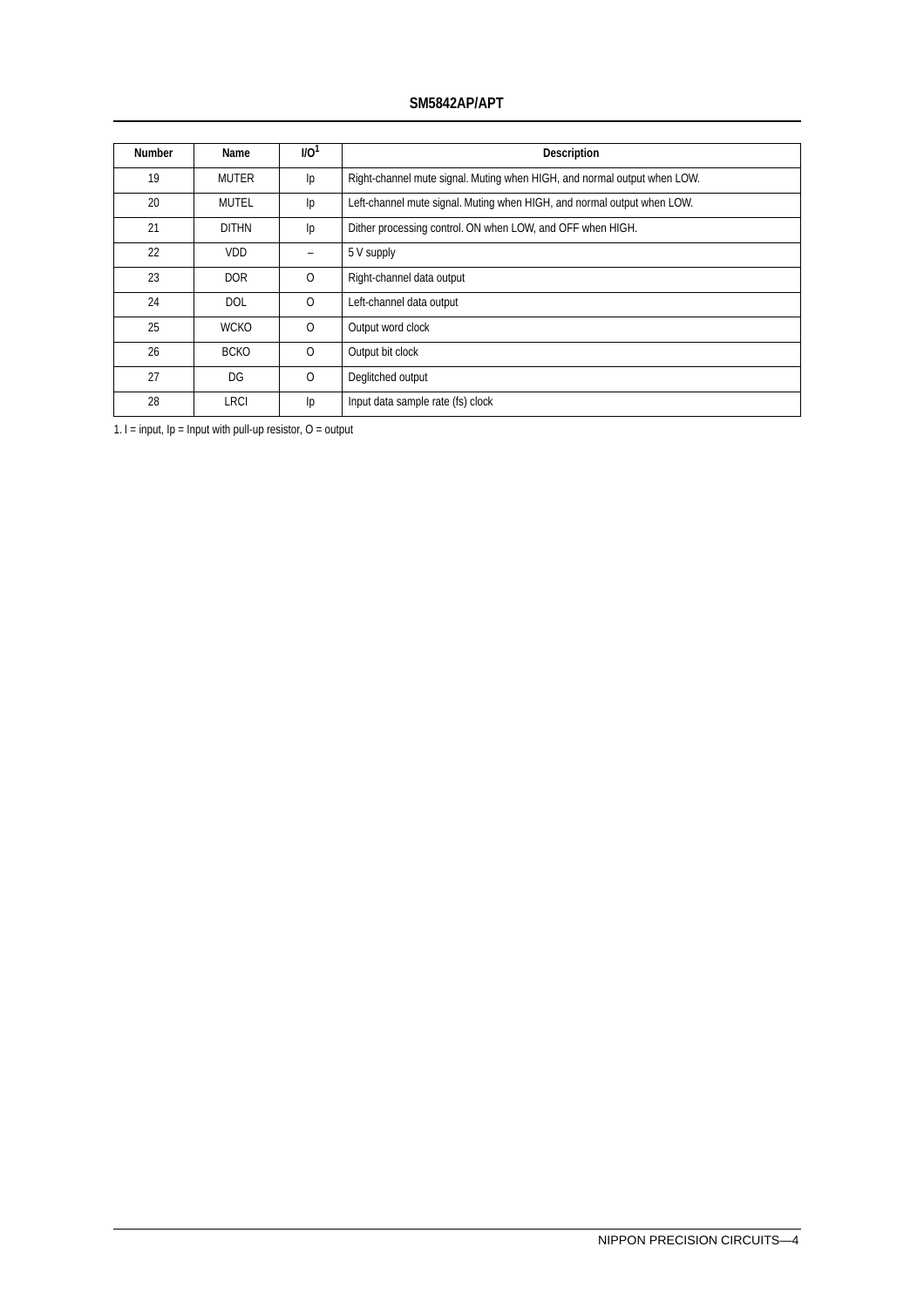| Number | Name | I/O[1] | Description |
| --- | --- | --- | --- |
| 19 | MUTER | Ip | Right-channel mute signal. Muting when HIGH, and normal output when LOW. |
| 20 | MUTEL | Ip | Left-channel mute signal. Muting when HIGH, and normal output when LOW. |
| 21 | DITHN | Ip | Dither processing control. ON when LOW, and OFF when HIGH. |
| 22 | VDD | – | 5 V supply |
| 23 | DOR | O | Right-channel data output |
| 24 | DOL | O | Left-channel data output |
| 25 | WCKO | O | Output word clock |
| 26 | BCKO | O | Output bit clock |
| 27 | DG | O | Deglitched output |
| 28 | LRCI | Ip | Input data sample rate (fs) clock |

1. I = input, Ip = Input with pull-up resistor, O = output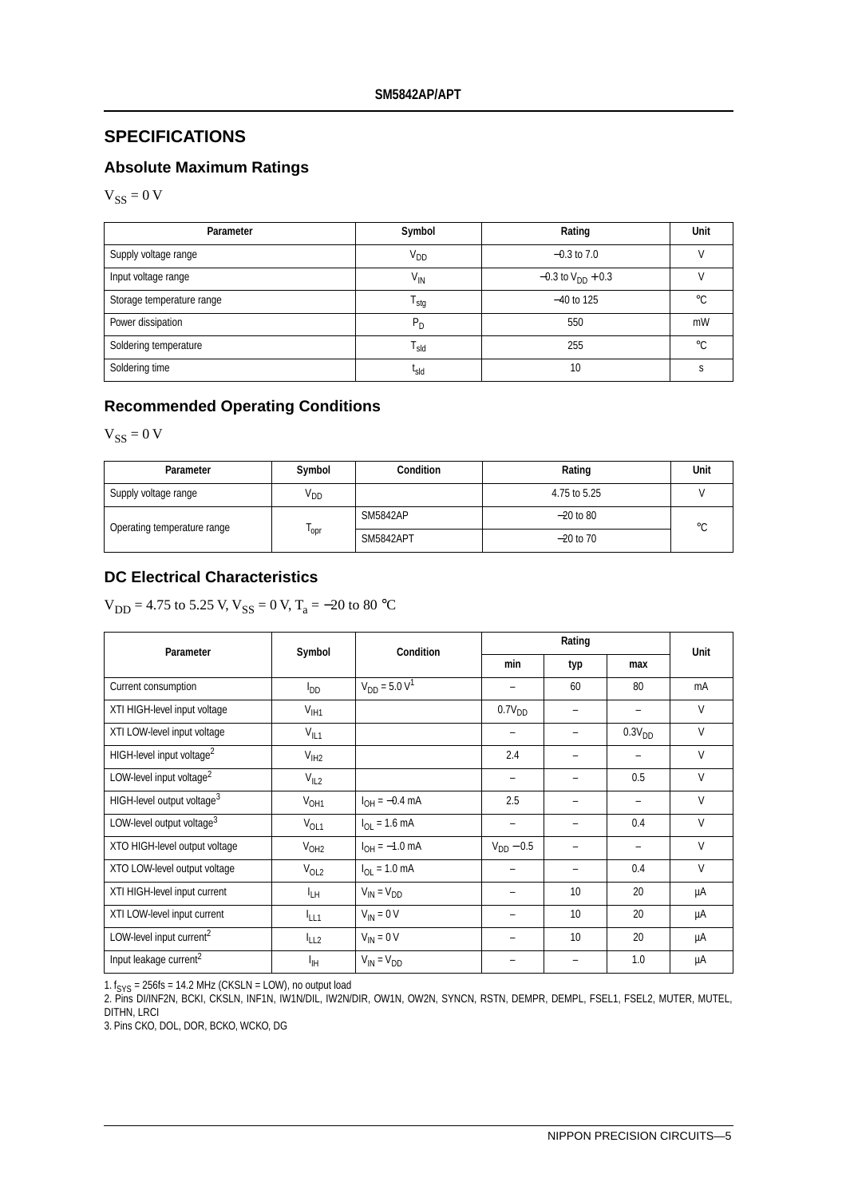## SPECIFICATIONS

### Absolute Maximum Ratings

$V_{SS} = 0$ V

| Parameter | Symbol | Rating | Unit |
|---|---|---|---|
| Supply voltage range | $V_{DD}$ | −0.3 to 7.0 | V |
| Input voltage range | $V_{IN}$ | −0.3 to $V_{DD}$ + 0.3 | V |
| Storage temperature range | $T_{stg}$ | −40 to 125 | °C |
| Power dissipation | $P_D$ | 550 | mW |
| Soldering temperature | $T_{sld}$ | 255 | °C |
| Soldering time | $t_{sld}$ | 10 | s |

### Recommended Operating Conditions

$V_{SS} = 0$ V

| Parameter | Symbol | Condition | Rating | Unit |
|---|---|---|---|---|
| Supply voltage range | $V_{DD}$ | | 4.75 to 5.25 | V |
| Operating temperature range | $T_{opr}$ | SM5842AP | −20 to 80 | °C |
| | | SM5842APT | −20 to 70 | |

### DC Electrical Characteristics

$V_{DD}$ = 4.75 to 5.25 V, $V_{SS}$ = 0 V, $T_a$ = −20 to 80 °C

| Parameter | Symbol | Condition | Rating | | | Unit |
|---|---|---|---|---|---|---|
| | | | min | typ | max | |
| Current consumption | $I_{DD}$ | $V_{DD}$ = 5.0 V[1] | – | 60 | 80 | mA |
| XTI HIGH-level input voltage | $V_{IH1}$ | | $0.7V_{DD}$ | – | – | V |
| XTI LOW-level input voltage | $V_{IL1}$ | | – | – | $0.3V_{DD}$ | V |
| HIGH-level input voltage[2] | $V_{IH2}$ | | 2.4 | – | – | V |
| LOW-level input voltage[2] | $V_{IL2}$ | | – | – | 0.5 | V |
| HIGH-level output voltage[3] | $V_{OH1}$ | $I_{OH}$ = −0.4 mA | 2.5 | – | – | V |
| LOW-level output voltage[3] | $V_{OL1}$ | $I_{OL}$ = 1.6 mA | – | – | 0.4 | V |
| XTO HIGH-level output voltage | $V_{OH2}$ | $I_{OH}$ = −1.0 mA | $V_{DD}$ − 0.5 | – | – | V |
| XTO LOW-level output voltage | $V_{OL2}$ | $I_{OL}$ = 1.0 mA | – | – | 0.4 | V |
| XTI HIGH-level input current | $I_{LH}$ | $V_{IN} = V_{DD}$ | – | 10 | 20 | µA |
| XTI LOW-level input current | $I_{LL1}$ | $V_{IN}$ = 0 V | – | 10 | 20 | µA |
| LOW-level input current[2] | $I_{LL2}$ | $V_{IN}$ = 0 V | – | 10 | 20 | µA |
| Input leakage current[2] | $I_{IH}$ | $V_{IN} = V_{DD}$ | – | – | 1.0 | µA |

1. $f_{SYS}$ = 256fs = 14.2 MHz (CKSLN = LOW), no output load
2. Pins DI/INF2N, BCKI, CKSLN, INF1N, IW1N/DIL, IW2N/DIR, OW1N, OW2N, SYNCN, RSTN, DEMPR, DEMPL, FSEL1, FSEL2, MUTER, MUTEL, DITHN, LRCI
3. Pins CKO, DOL, DOR, BCKO, WCKO, DG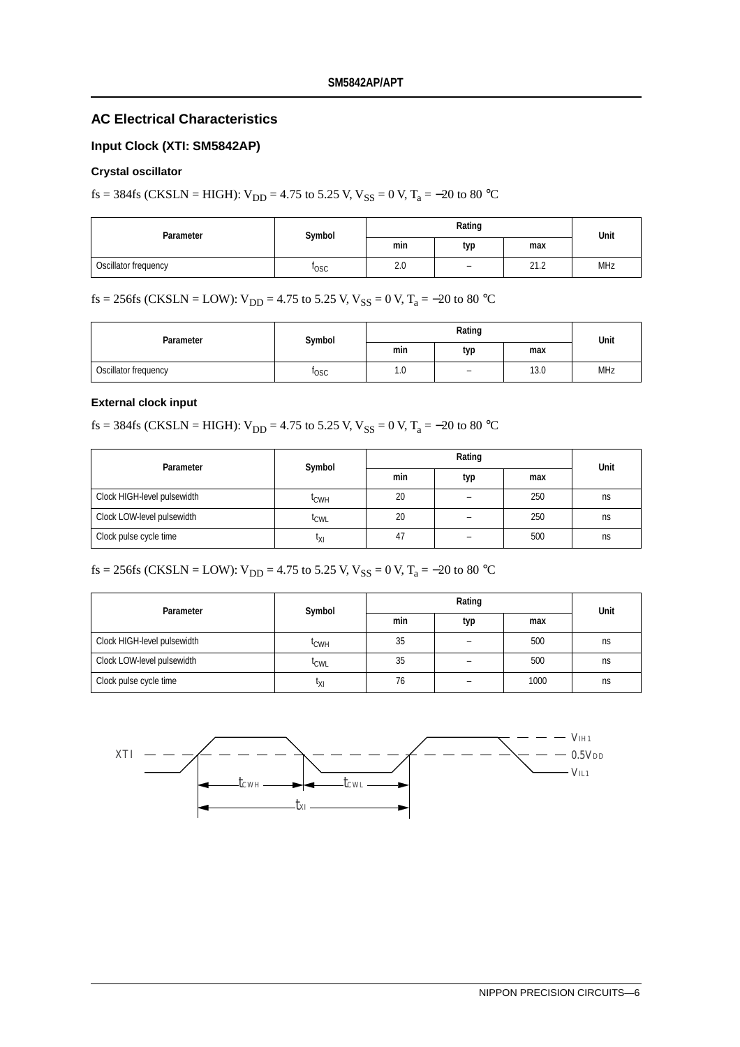## AC Electrical Characteristics

### Input Clock (XTI: SM5842AP)

#### Crystal oscillator

fs = 384fs (CKSLN = HIGH): $V_{DD}$ = 4.75 to 5.25 V, $V_{SS}$ = 0 V, $T_a$ = −20 to 80 °C

| Parameter | Symbol | Rating | | | Unit |
|---|---|---|---|---|---|
| | | min | typ | max | |
| Oscillator frequency | $f_{OSC}$ | 2.0 | – | 21.2 | MHz |

fs = 256fs (CKSLN = LOW): $V_{DD}$ = 4.75 to 5.25 V, $V_{SS}$ = 0 V, $T_a$ = −20 to 80 °C

| Parameter | Symbol | Rating | | | Unit |
|---|---|---|---|---|---|
| | | min | typ | max | |
| Oscillator frequency | $f_{OSC}$ | 1.0 | – | 13.0 | MHz |

#### External clock input

fs = 384fs (CKSLN = HIGH): $V_{DD}$ = 4.75 to 5.25 V, $V_{SS}$ = 0 V, $T_a$ = −20 to 80 °C

| Parameter | Symbol | Rating | | | Unit |
|---|---|---|---|---|---|
| | | min | typ | max | |
| Clock HIGH-level pulsewidth | $t_{CWH}$ | 20 | – | 250 | ns |
| Clock LOW-level pulsewidth | $t_{CWL}$ | 20 | – | 250 | ns |
| Clock pulse cycle time | $t_{XI}$ | 47 | – | 500 | ns |

fs = 256fs (CKSLN = LOW): $V_{DD}$ = 4.75 to 5.25 V, $V_{SS}$ = 0 V, $T_a$ = −20 to 80 °C

| Parameter | Symbol | Rating | | | Unit |
|---|---|---|---|---|---|
| | | min | typ | max | |
| Clock HIGH-level pulsewidth | $t_{CWH}$ | 35 | – | 500 | ns |
| Clock LOW-level pulsewidth | $t_{CWL}$ | 35 | – | 500 | ns |
| Clock pulse cycle time | $t_{XI}$ | 76 | – | 1000 | ns |

XTI — $V_{IH1}$, $0.5V_{DD}$, $V_{IL1}$ — $t_{CWH}$, $t_{CWL}$, $t_{XI}$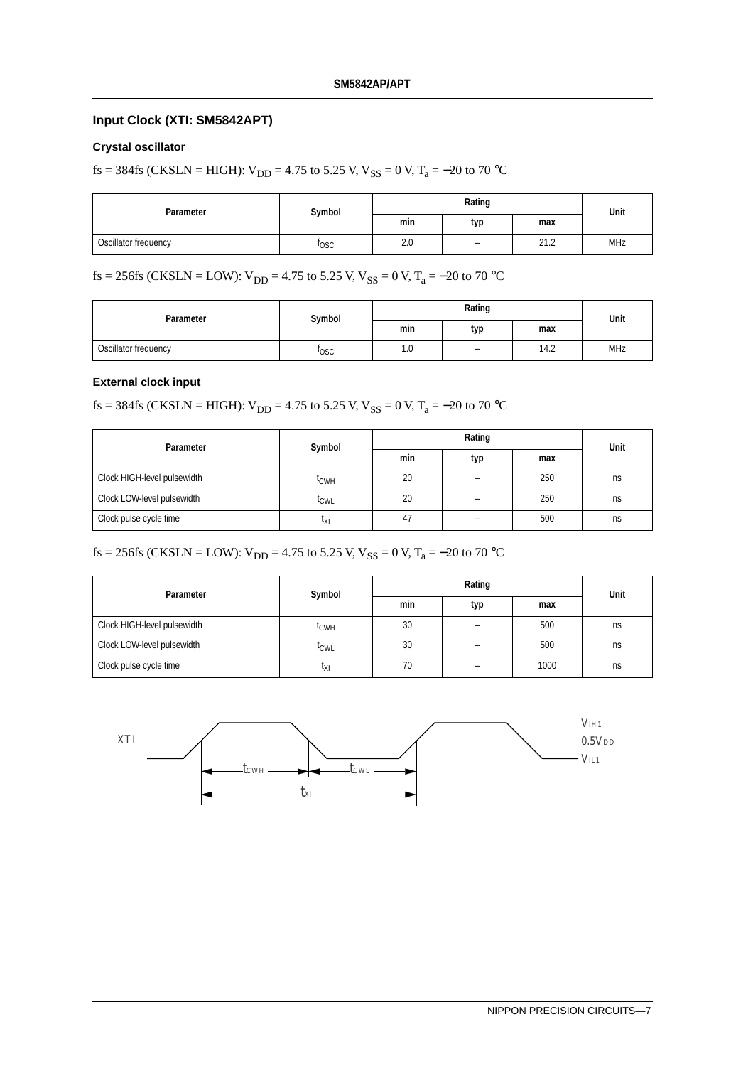## Input Clock (XTI: SM5842APT)

### Crystal oscillator

fs = 384fs (CKSLN = HIGH): $V_{DD}$ = 4.75 to 5.25 V, $V_{SS}$ = 0 V, $T_a$ = −20 to 70 °C

| Parameter | Symbol | Rating | | | Unit |
|---|---|---|---|---|---|
| | | min | typ | max | |
| Oscillator frequency | $f_{OSC}$ | 2.0 | – | 21.2 | MHz |

fs = 256fs (CKSLN = LOW): $V_{DD}$ = 4.75 to 5.25 V, $V_{SS}$ = 0 V, $T_a$ = −20 to 70 °C

| Parameter | Symbol | Rating | | | Unit |
|---|---|---|---|---|---|
| | | min | typ | max | |
| Oscillator frequency | $f_{OSC}$ | 1.0 | – | 14.2 | MHz |

### External clock input

fs = 384fs (CKSLN = HIGH): $V_{DD}$ = 4.75 to 5.25 V, $V_{SS}$ = 0 V, $T_a$ = −20 to 70 °C

| Parameter | Symbol | Rating | | | Unit |
|---|---|---|---|---|---|
| | | min | typ | max | |
| Clock HIGH-level pulsewidth | $t_{CWH}$ | 20 | – | 250 | ns |
| Clock LOW-level pulsewidth | $t_{CWL}$ | 20 | – | 250 | ns |
| Clock pulse cycle time | $t_{XI}$ | 47 | – | 500 | ns |

fs = 256fs (CKSLN = LOW): $V_{DD}$ = 4.75 to 5.25 V, $V_{SS}$ = 0 V, $T_a$ = −20 to 70 °C

| Parameter | Symbol | Rating | | | Unit |
|---|---|---|---|---|---|
| | | min | typ | max | |
| Clock HIGH-level pulsewidth | $t_{CWH}$ | 30 | – | 500 | ns |
| Clock LOW-level pulsewidth | $t_{CWL}$ | 30 | – | 500 | ns |
| Clock pulse cycle time | $t_{XI}$ | 70 | – | 1000 | ns |

XTI — $t_{CWH}$, $t_{CWL}$, $t_{XI}$ — $V_{IH1}$, $0.5V_{DD}$, $V_{IL1}$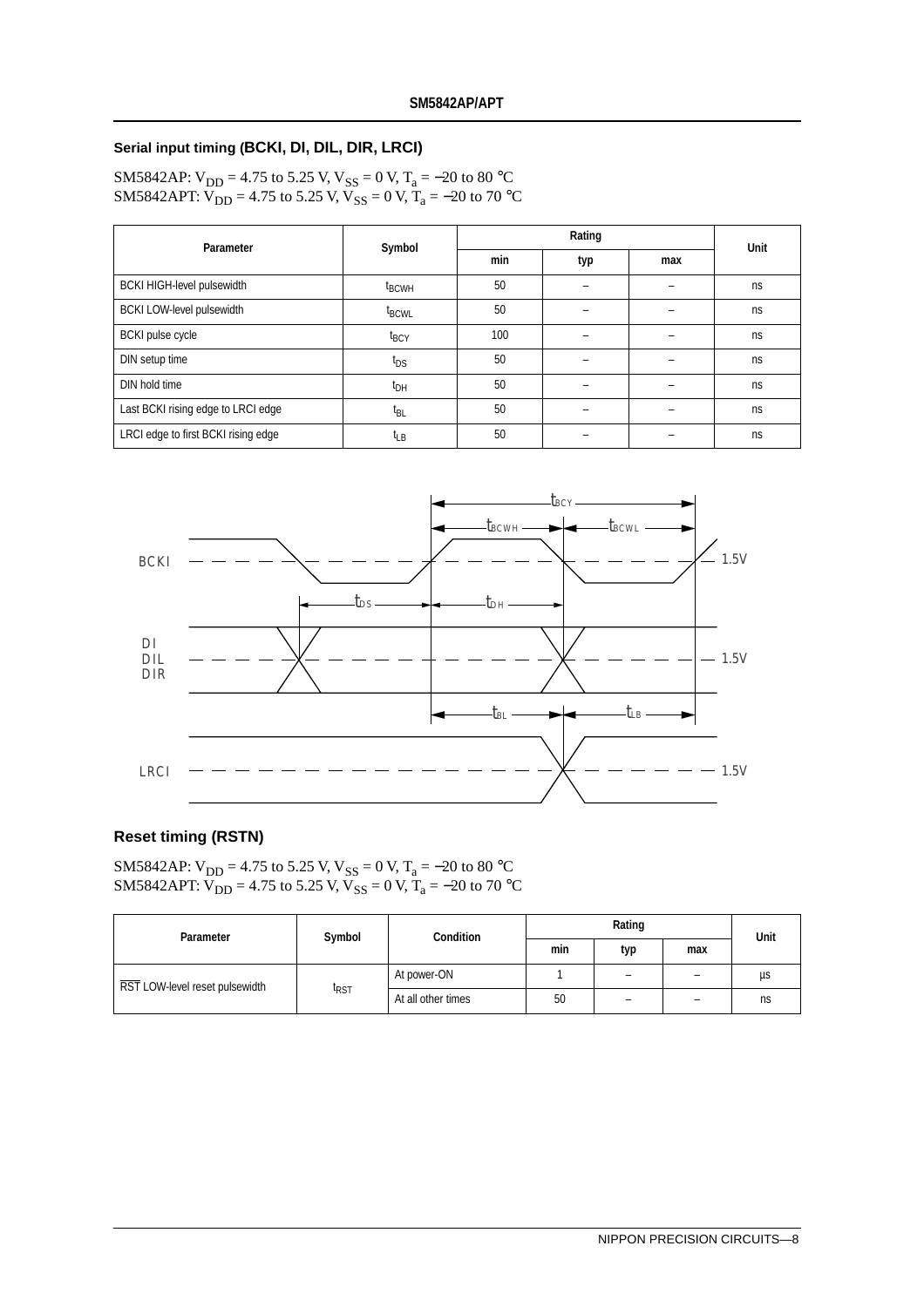## Serial input timing (BCKI, DI, DIL, DIR, LRCI)

SM5842AP: $V_{DD}$ = 4.75 to 5.25 V, $V_{SS}$ = 0 V, $T_a$ = −20 to 80 °C
SM5842APT: $V_{DD}$ = 4.75 to 5.25 V, $V_{SS}$ = 0 V, $T_a$ = −20 to 70 °C

| Parameter | Symbol | Rating | | | Unit |
|---|---|---|---|---|---|
| | | min | typ | max | |
| BCKI HIGH-level pulsewidth | $t_{BCWH}$ | 50 | – | – | ns |
| BCKI LOW-level pulsewidth | $t_{BCWL}$ | 50 | – | – | ns |
| BCKI pulse cycle | $t_{BCY}$ | 100 | – | – | ns |
| DIN setup time | $t_{DS}$ | 50 | – | – | ns |
| DIN hold time | $t_{DH}$ | 50 | – | – | ns |
| Last BCKI rising edge to LRCI edge | $t_{BL}$ | 50 | – | – | ns |
| LRCI edge to first BCKI rising edge | $t_{LB}$ | 50 | – | – | ns |

## Reset timing (RSTN)

SM5842AP: $V_{DD}$ = 4.75 to 5.25 V, $V_{SS}$ = 0 V, $T_a$ = −20 to 80 °C
SM5842APT: $V_{DD}$ = 4.75 to 5.25 V, $V_{SS}$ = 0 V, $T_a$ = −20 to 70 °C

| Parameter | Symbol | Condition | Rating | | | Unit |
|---|---|---|---|---|---|---|
| | | | min | typ | max | |
| $\overline{RST}$ LOW-level reset pulsewidth | $t_{RST}$ | At power-ON | 1 | – | – | µs |
| | | At all other times | 50 | – | – | ns |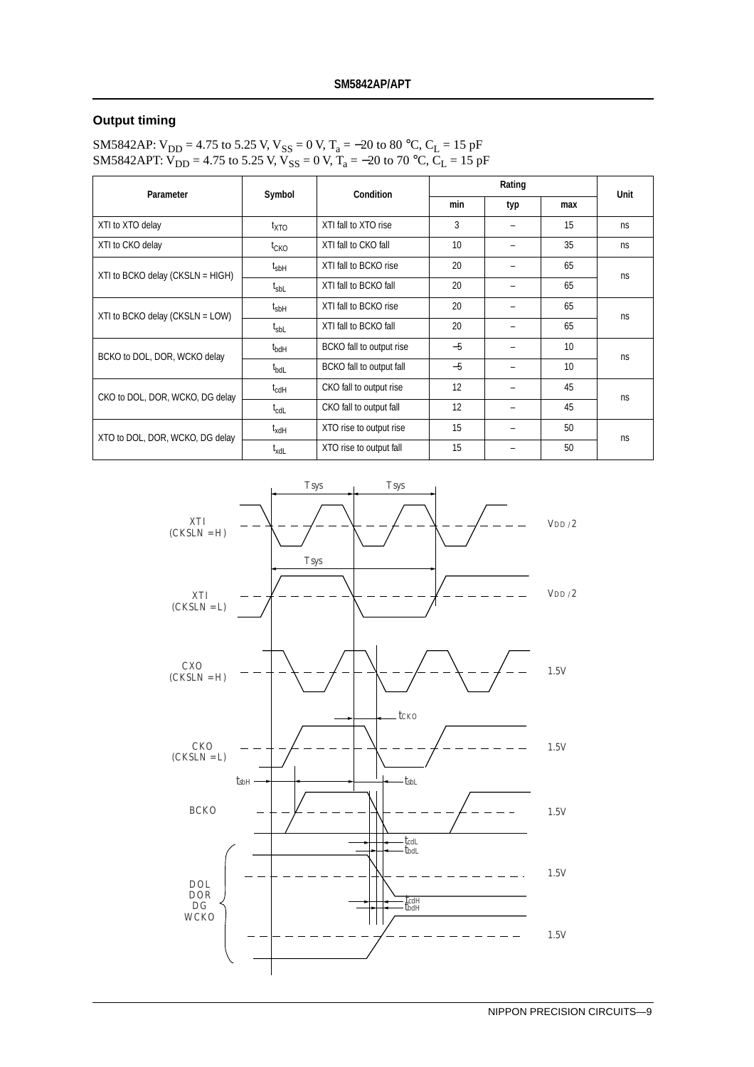## Output timing

SM5842AP: $V_{DD}$ = 4.75 to 5.25 V, $V_{SS}$ = 0 V, $T_a$ = −20 to 80 °C, $C_L$ = 15 pF
SM5842APT: $V_{DD}$ = 4.75 to 5.25 V, $V_{SS}$ = 0 V, $T_a$ = −20 to 70 °C, $C_L$ = 15 pF

| Parameter | Symbol | Condition | Rating | | | Unit |
|---|---|---|---|---|---|---|
| | | | min | typ | max | |
| XTI to XTO delay | $t_{XTO}$ | XTI fall to XTO rise | 3 | – | 15 | ns |
| XTI to CKO delay | $t_{CKO}$ | XTI fall to CKO fall | 10 | – | 35 | ns |
| XTI to BCKO delay (CKSLN = HIGH) | $t_{sbH}$ | XTI fall to BCKO rise | 20 | – | 65 | ns |
| | $t_{sbL}$ | XTI fall to BCKO fall | 20 | – | 65 | |
| XTI to BCKO delay (CKSLN = LOW) | $t_{sbH}$ | XTI fall to BCKO rise | 20 | – | 65 | ns |
| | $t_{sbL}$ | XTI fall to BCKO fall | 20 | – | 65 | |
| BCKO to DOL, DOR, WCKO delay | $t_{bdH}$ | BCKO fall to output rise | −5 | – | 10 | ns |
| | $t_{bdL}$ | BCKO fall to output fall | −5 | – | 10 | |
| CKO to DOL, DOR, WCKO, DG delay | $t_{cdH}$ | CKO fall to output rise | 12 | – | 45 | ns |
| | $t_{cdL}$ | CKO fall to output fall | 12 | – | 45 | |
| XTO to DOL, DOR, WCKO, DG delay | $t_{xdH}$ | XTO rise to output rise | 15 | – | 50 | ns |
| | $t_{xdL}$ | XTO rise to output fall | 15 | – | 50 | |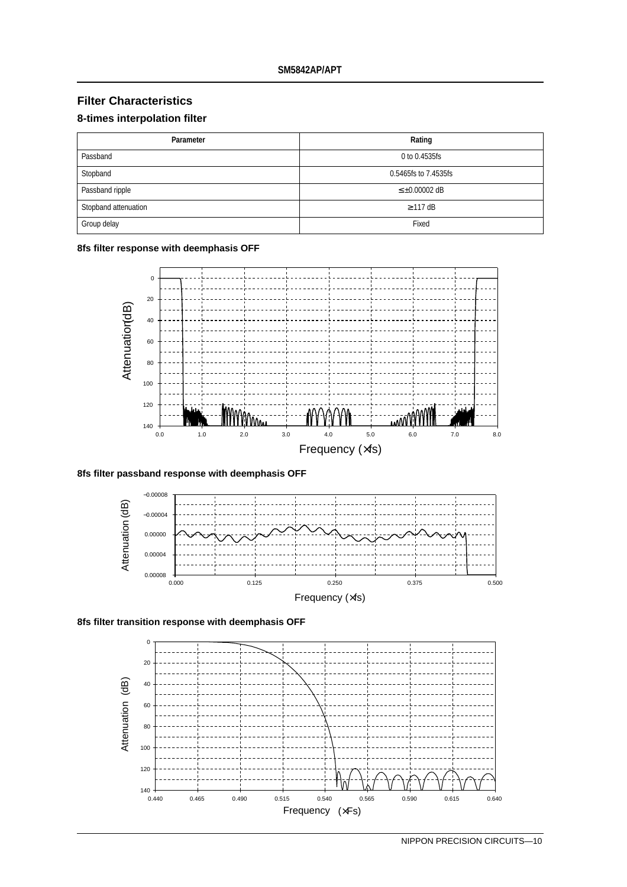## Filter Characteristics

### 8-times interpolation filter

| Parameter | Rating |
|---|---|
| Passband | 0 to 0.4535fs |
| Stopband | 0.5465fs to 7.4535fs |
| Passband ripple | ≤ ±0.00002 dB |
| Stopband attenuation | ≥ 117 dB |
| Group delay | Fixed |

**8fs filter response with deemphasis OFF**

**8fs filter passband response with deemphasis OFF**

**8fs filter transition response with deemphasis OFF**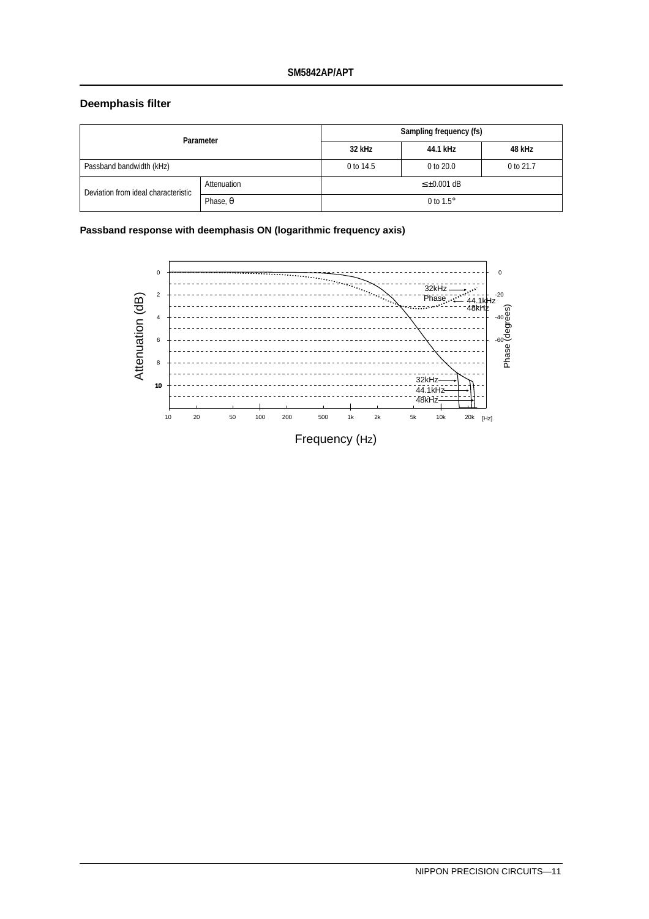## Deemphasis filter

| Parameter | | Sampling frequency (fs) | | |
|---|---|---|---|---|
| | | 32 kHz | 44.1 kHz | 48 kHz |
| Passband bandwidth (kHz) | | 0 to 14.5 | 0 to 20.0 | 0 to 21.7 |
| Deviation from ideal characteristic | Attenuation | ≤ ±0.001 dB | | |
| | Phase, θ | 0 to 1.5° | | |

**Passband response with deemphasis ON (logarithmic frequency axis)**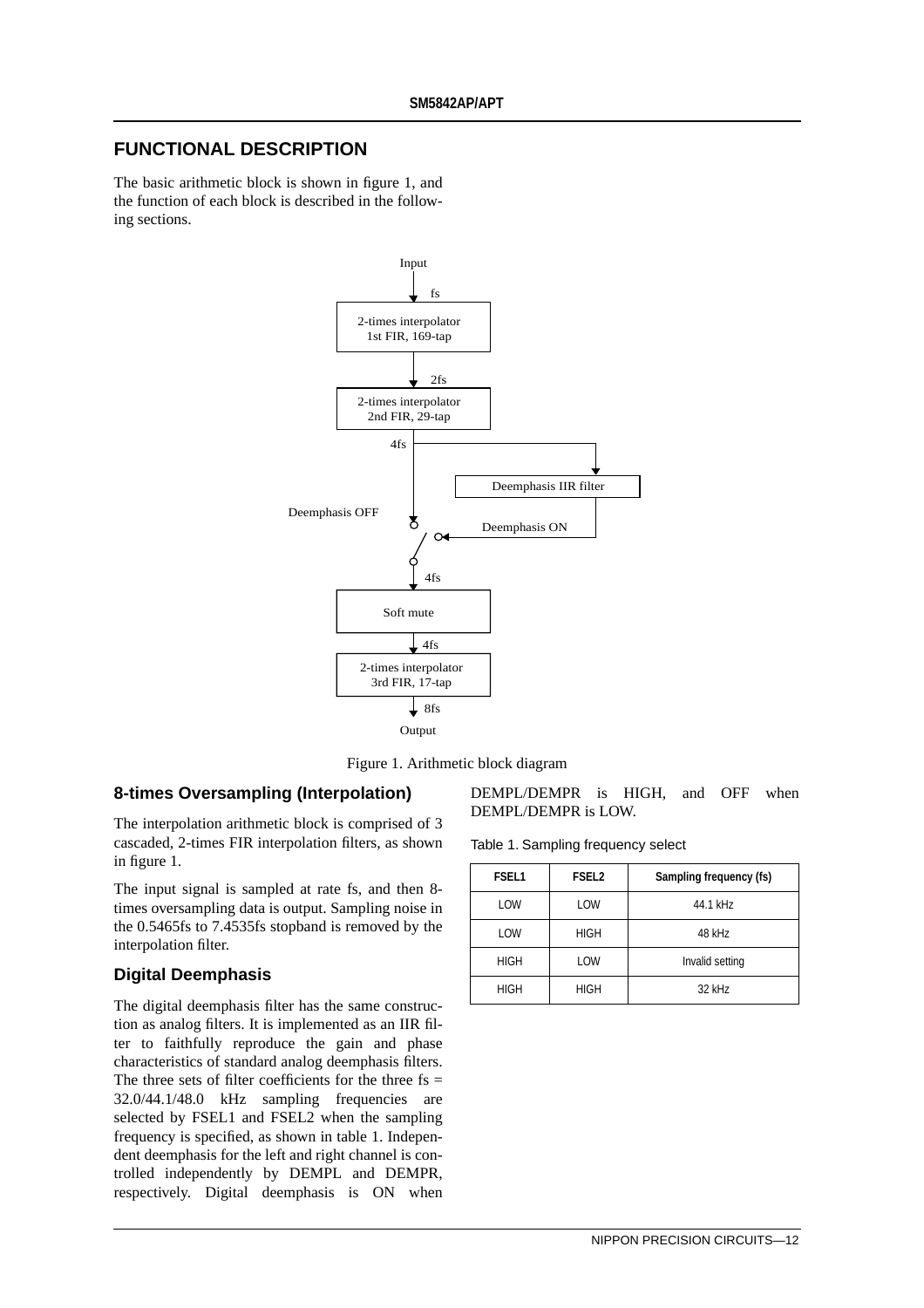## FUNCTIONAL DESCRIPTION

The basic arithmetic block is shown in figure 1, and the function of each block is described in the following sections.

Input
fs
2-times interpolator 1st FIR, 169-tap
2fs
2-times interpolator 2nd FIR, 29-tap
4fs
Deemphasis IIR filter
Deemphasis OFF
Deemphasis ON
4fs
Soft mute
4fs
2-times interpolator 3rd FIR, 17-tap
8fs
Output

Figure 1. Arithmetic block diagram

### 8-times Oversampling (Interpolation)

The interpolation arithmetic block is comprised of 3 cascaded, 2-times FIR interpolation filters, as shown in figure 1.

The input signal is sampled at rate fs, and then 8-times oversampling data is output. Sampling noise in the 0.5465fs to 7.4535fs stopband is removed by the interpolation filter.

### Digital Deemphasis

The digital deemphasis filter has the same construction as analog filters. It is implemented as an IIR filter to faithfully reproduce the gain and phase characteristics of standard analog deemphasis filters. The three sets of filter coefficients for the three fs = 32.0/44.1/48.0 kHz sampling frequencies are selected by FSEL1 and FSEL2 when the sampling frequency is specified, as shown in table 1. Independent deemphasis for the left and right channel is controlled independently by DEMPL and DEMPR, respectively. Digital deemphasis is ON when DEMPL/DEMPR is HIGH, and OFF when DEMPL/DEMPR is LOW.

Table 1. Sampling frequency select

| FSEL1 | FSEL2 | Sampling frequency (fs) |
|---|---|---|
| LOW | LOW | 44.1 kHz |
| LOW | HIGH | 48 kHz |
| HIGH | LOW | Invalid setting |
| HIGH | HIGH | 32 kHz |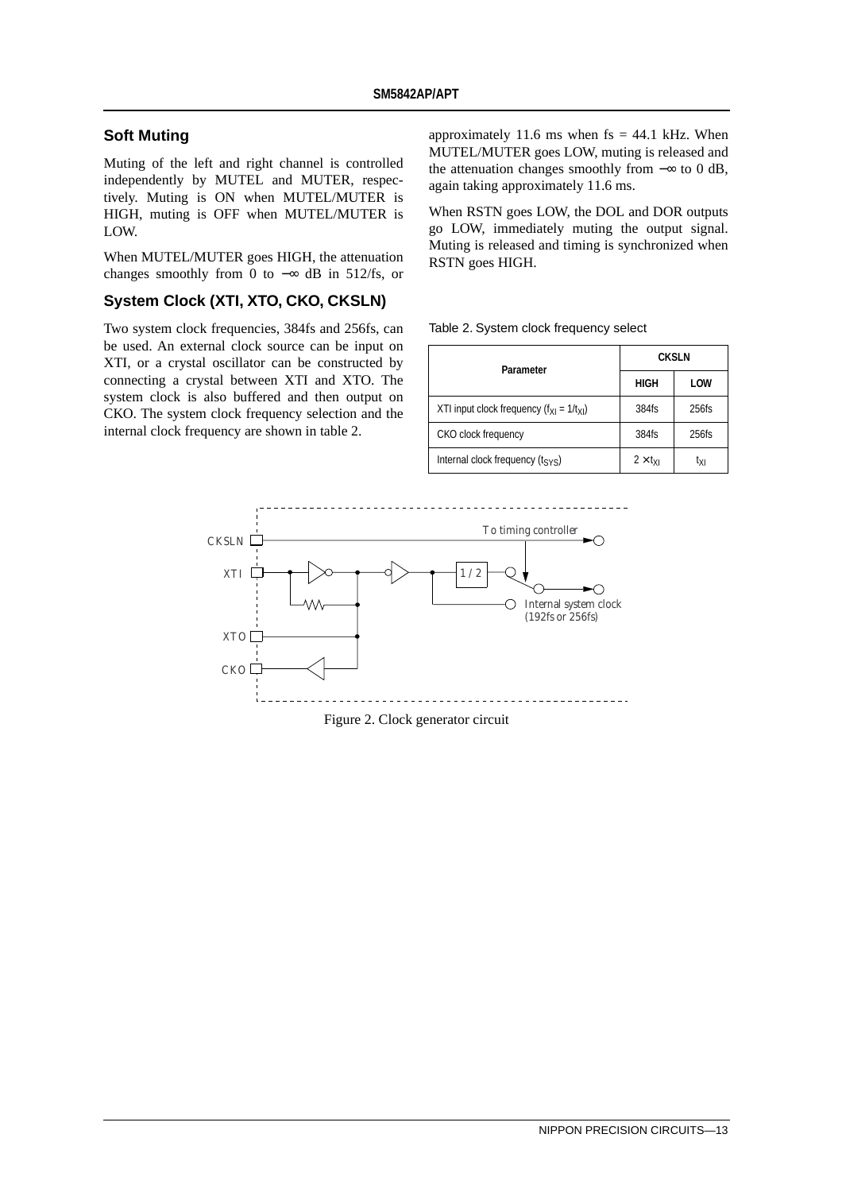## Soft Muting

Muting of the left and right channel is controlled independently by MUTEL and MUTER, respectively. Muting is ON when MUTEL/MUTER is HIGH, muting is OFF when MUTEL/MUTER is LOW.

When MUTEL/MUTER goes HIGH, the attenuation changes smoothly from 0 to $-\infty$ dB in 512/fs, or approximately 11.6 ms when fs = 44.1 kHz. When MUTEL/MUTER goes LOW, muting is released and the attenuation changes smoothly from $-\infty$ to 0 dB, again taking approximately 11.6 ms.

When RSTN goes LOW, the DOL and DOR outputs go LOW, immediately muting the output signal. Muting is released and timing is synchronized when RSTN goes HIGH.

## System Clock (XTI, XTO, CKO, CKSLN)

Two system clock frequencies, 384fs and 256fs, can be used. An external clock source can be input on XTI, or a crystal oscillator can be constructed by connecting a crystal between XTI and XTO. The system clock is also buffered and then output on CKO. The system clock frequency selection and the internal clock frequency are shown in table 2.

Table 2. System clock frequency select

| Parameter | CKSLN | |
|---|---|---|
| | HIGH | LOW |
| XTI input clock frequency ($f_{XI} = 1/t_{XI}$) | 384fs | 256fs |
| CKO clock frequency | 384fs | 256fs |
| Internal clock frequency ($t_{SYS}$) | $2 \times t_{XI}$ | $t_{XI}$ |

Figure 2. Clock generator circuit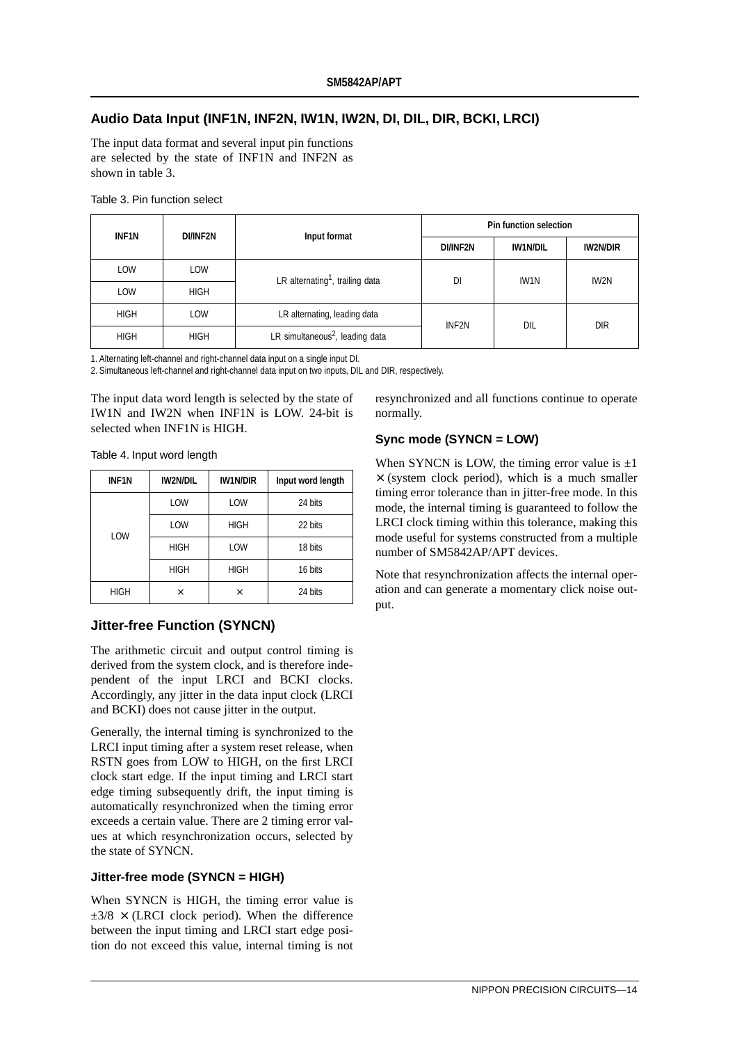## Audio Data Input (INF1N, INF2N, IW1N, IW2N, DI, DIL, DIR, BCKI, LRCI)

The input data format and several input pin functions are selected by the state of INF1N and INF2N as shown in table 3.

Table 3. Pin function select

| INF1N | DI/INF2N | Input format | Pin function selection | | |
|---|---|---|---|---|---|
| | | | DI/INF2N | IW1N/DIL | IW2N/DIR |
| LOW | LOW | LR alternating[1], trailing data | DI | IW1N | IW2N |
| LOW | HIGH | | | | |
| HIGH | LOW | LR alternating, leading data | INF2N | DIL | DIR |
| HIGH | HIGH | LR simultaneous[2], leading data | | | |

1. Alternating left-channel and right-channel data input on a single input DI.
2. Simultaneous left-channel and right-channel data input on two inputs, DIL and DIR, respectively.

The input data word length is selected by the state of IW1N and IW2N when INF1N is LOW. 24-bit is selected when INF1N is HIGH.

Table 4. Input word length

| INF1N | IW2N/DIL | IW1N/DIR | Input word length |
|---|---|---|---|
| LOW | LOW | LOW | 24 bits |
| | LOW | HIGH | 22 bits |
| | HIGH | LOW | 18 bits |
| | HIGH | HIGH | 16 bits |
| HIGH | × | × | 24 bits |

## Jitter-free Function (SYNCN)

The arithmetic circuit and output control timing is derived from the system clock, and is therefore independent of the input LRCI and BCKI clocks. Accordingly, any jitter in the data input clock (LRCI and BCKI) does not cause jitter in the output.

Generally, the internal timing is synchronized to the LRCI input timing after a system reset release, when RSTN goes from LOW to HIGH, on the first LRCI clock start edge. If the input timing and LRCI start edge timing subsequently drift, the input timing is automatically resynchronized when the timing error exceeds a certain value. There are 2 timing error values at which resynchronization occurs, selected by the state of SYNCN.

### Jitter-free mode (SYNCN = HIGH)

When SYNCN is HIGH, the timing error value is $\pm 3/8 \times$ (LRCI clock period). When the difference between the input timing and LRCI start edge position do not exceed this value, internal timing is not resynchronized and all functions continue to operate normally.

### Sync mode (SYNCN = LOW)

When SYNCN is LOW, the timing error value is $\pm 1 \times$ (system clock period), which is a much smaller timing error tolerance than in jitter-free mode. In this mode, the internal timing is guaranteed to follow the LRCI clock timing within this tolerance, making this mode useful for systems constructed from a multiple number of SM5842AP/APT devices.

Note that resynchronization affects the internal operation and can generate a momentary click noise output.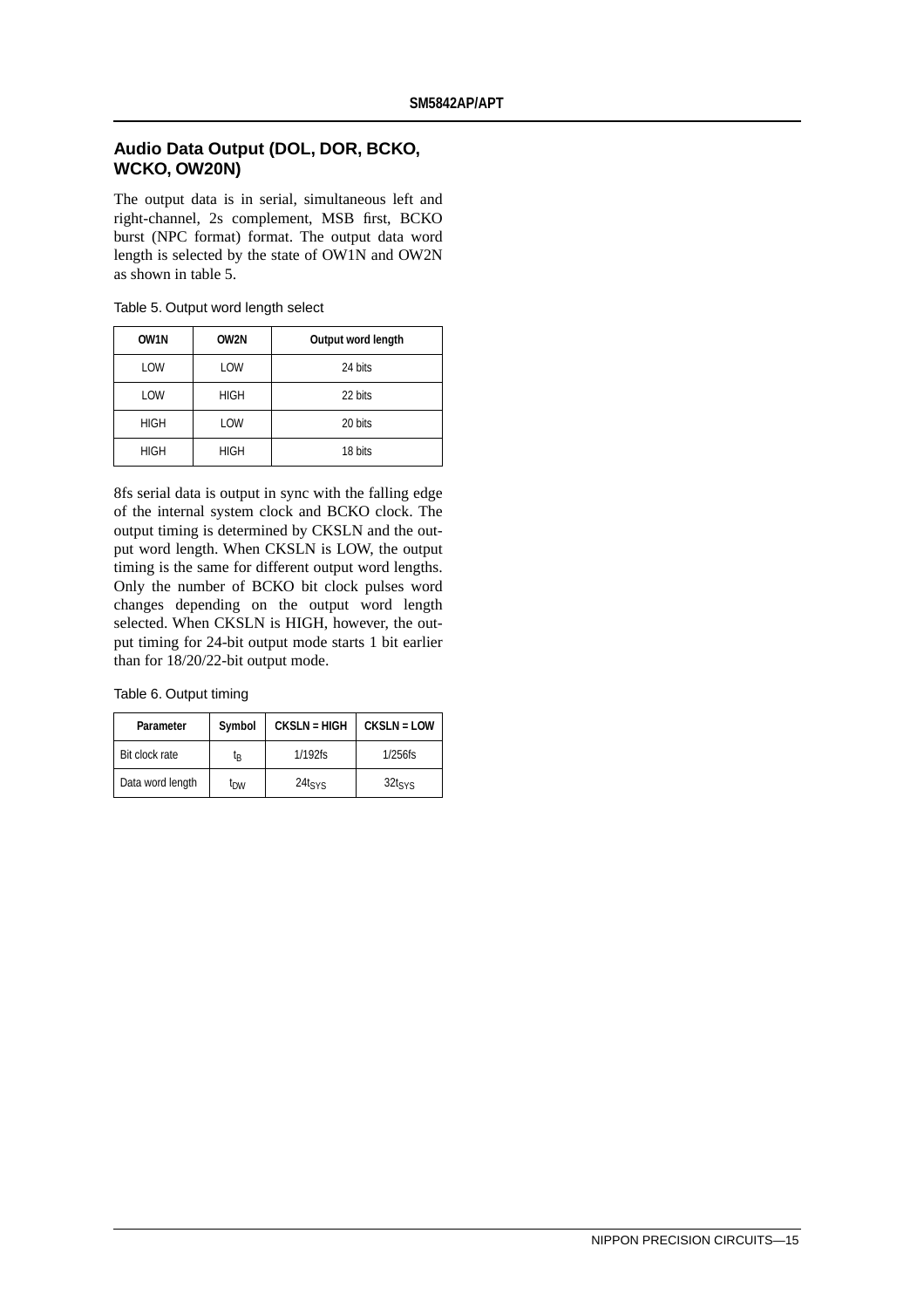## Audio Data Output (DOL, DOR, BCKO, WCKO, OW20N)

The output data is in serial, simultaneous left and right-channel, 2s complement, MSB first, BCKO burst (NPC format) format. The output data word length is selected by the state of OW1N and OW2N as shown in table 5.

Table 5. Output word length select

| OW1N | OW2N | Output word length |
|---|---|---|
| LOW | LOW | 24 bits |
| LOW | HIGH | 22 bits |
| HIGH | LOW | 20 bits |
| HIGH | HIGH | 18 bits |

8fs serial data is output in sync with the falling edge of the internal system clock and BCKO clock. The output timing is determined by CKSLN and the output word length. When CKSLN is LOW, the output timing is the same for different output word lengths. Only the number of BCKO bit clock pulses word changes depending on the output word length selected. When CKSLN is HIGH, however, the output timing for 24-bit output mode starts 1 bit earlier than for 18/20/22-bit output mode.

Table 6. Output timing

| Parameter | Symbol | CKSLN = HIGH | CKSLN = LOW |
|---|---|---|---|
| Bit clock rate | $t_B$ | 1/192fs | 1/256fs |
| Data word length | $t_{DW}$ | $24t_{SYS}$ | $32t_{SYS}$ |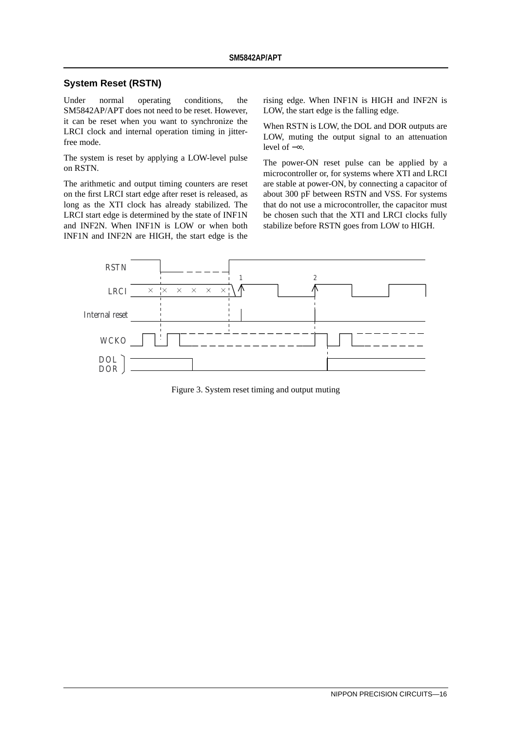## System Reset (RSTN)

Under normal operating conditions, the SM5842AP/APT does not need to be reset. However, it can be reset when you want to synchronize the LRCI clock and internal operation timing in jitter-free mode.

The system is reset by applying a LOW-level pulse on RSTN.

The arithmetic and output timing counters are reset on the first LRCI start edge after reset is released, as long as the XTI clock has already stabilized. The LRCI start edge is determined by the state of INF1N and INF2N. When INF1N is LOW or when both INF1N and INF2N are HIGH, the start edge is the rising edge. When INF1N is HIGH and INF2N is LOW, the start edge is the falling edge.

When RSTN is LOW, the DOL and DOR outputs are LOW, muting the output signal to an attenuation level of −∞.

The power-ON reset pulse can be applied by a microcontroller or, for systems where XTI and LRCI are stable at power-ON, by connecting a capacitor of about 300 pF between RSTN and VSS. For systems that do not use a microcontroller, the capacitor must be chosen such that the XTI and LRCI clocks fully stabilize before RSTN goes from LOW to HIGH.

Figure 3. System reset timing and output muting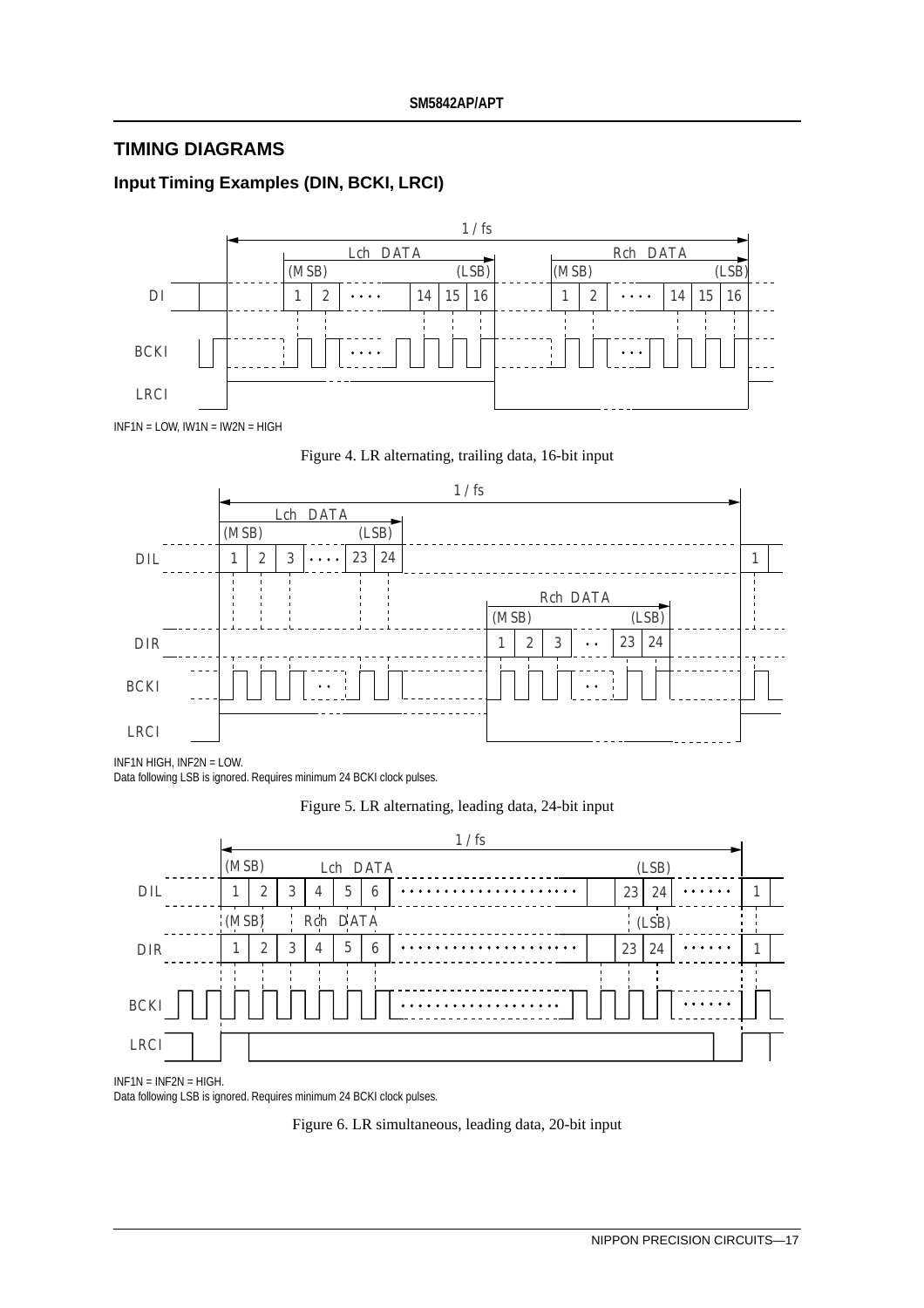## TIMING DIAGRAMS

### Input Timing Examples (DIN, BCKI, LRCI)

INF1N = LOW, IW1N = IW2N = HIGH

Figure 4. LR alternating, trailing data, 16-bit input

INF1N HIGH, INF2N = LOW.
Data following LSB is ignored. Requires minimum 24 BCKI clock pulses.

Figure 5. LR alternating, leading data, 24-bit input

INF1N = INF2N = HIGH.
Data following LSB is ignored. Requires minimum 24 BCKI clock pulses.

Figure 6. LR simultaneous, leading data, 20-bit input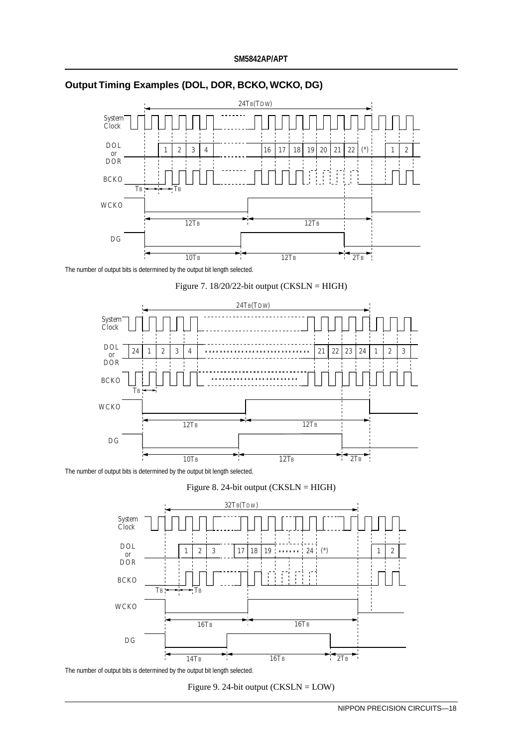## Output Timing Examples (DOL, DOR, BCKO, WCKO, DG)

The number of output bits is determined by the output bit length selected.

Figure 7. 18/20/22-bit output (CKSLN = HIGH)

The number of output bits is determined by the output bit length selected.

Figure 8. 24-bit output (CKSLN = HIGH)

The number of output bits is determined by the output bit length selected.

Figure 9. 24-bit output (CKSLN = LOW)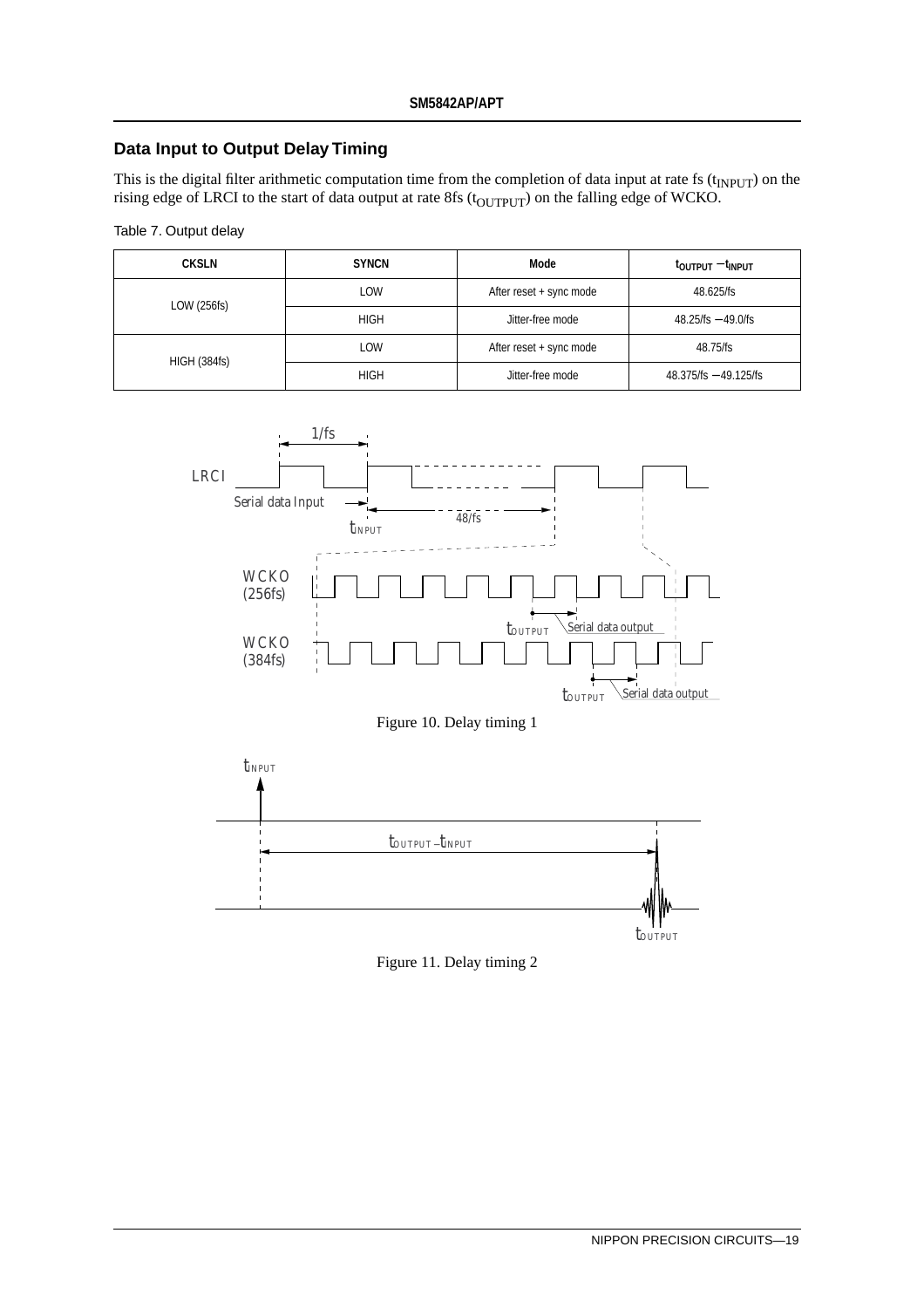## Data Input to Output Delay Timing

This is the digital filter arithmetic computation time from the completion of data input at rate fs ($t_{INPUT}$) on the rising edge of LRCI to the start of data output at rate 8fs ($t_{OUTPUT}$) on the falling edge of WCKO.

Table 7. Output delay

| CKSLN | SYNCN | Mode | $t_{OUTPUT} - t_{INPUT}$ |
|---|---|---|---|
| LOW (256fs) | LOW | After reset + sync mode | 48.625/fs |
| | HIGH | Jitter-free mode | 48.25/fs − 49.0/fs |
| HIGH (384fs) | LOW | After reset + sync mode | 48.75/fs |
| | HIGH | Jitter-free mode | 48.375/fs − 49.125/fs |

Figure 10. Delay timing 1

Figure 11. Delay timing 2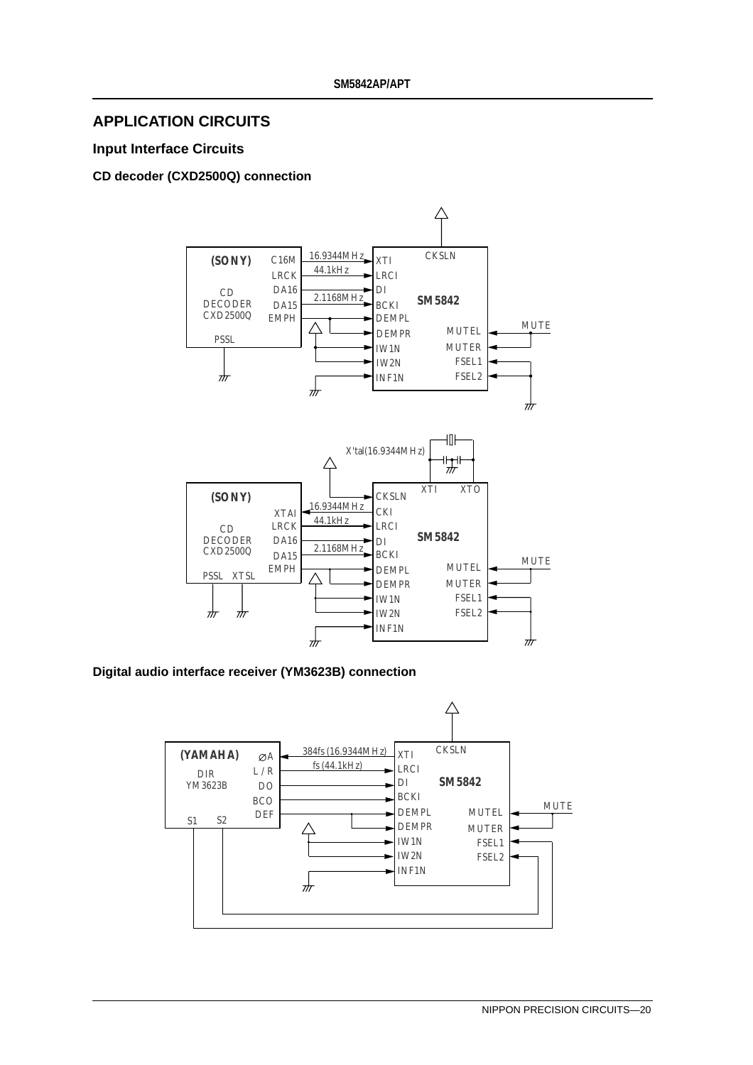## APPLICATION CIRCUITS

### Input Interface Circuits

#### CD decoder (CXD2500Q) connection

(SONY) CD DECODER CXD2500Q — C16M 16.9344MHz → XTI; LRCK 44.1kHz → LRCI; DA16 → DI; DA15 2.1168MHz → BCKI; EMPH → DEMPL, DEMPR; PSSL; SM5842: CKSLN, IW1N, IW2N, INF1N, MUTEL, MUTER, FSEL1, FSEL2, MUTE

(SONY) CD DECODER CXD2500Q — XTAI 16.9344MHz ← CKI; LRCK 44.1kHz → LRCI; DA16 → DI; DA15 2.1168MHz → BCKI; EMPH → DEMPL, DEMPR; PSSL, XTSL; X'tal(16.9344MHz) XTI, XTO; SM5842: CKSLN, IW1N, IW2N, INF1N, MUTEL, MUTER, FSEL1, FSEL2, MUTE

#### Digital audio interface receiver (YM3623B) connection

(YAMAHA) DIR YM3623B — ∅A 384fs (16.9344MHz) → XTI; L/R fs (44.1kHz) → LRCI; DO → DI; BCO → BCKI; DEF → DEMPL, DEMPR; S1, S2 → FSEL1, FSEL2; SM5842: CKSLN, IW1N, IW2N, INF1N, MUTEL, MUTER, MUTE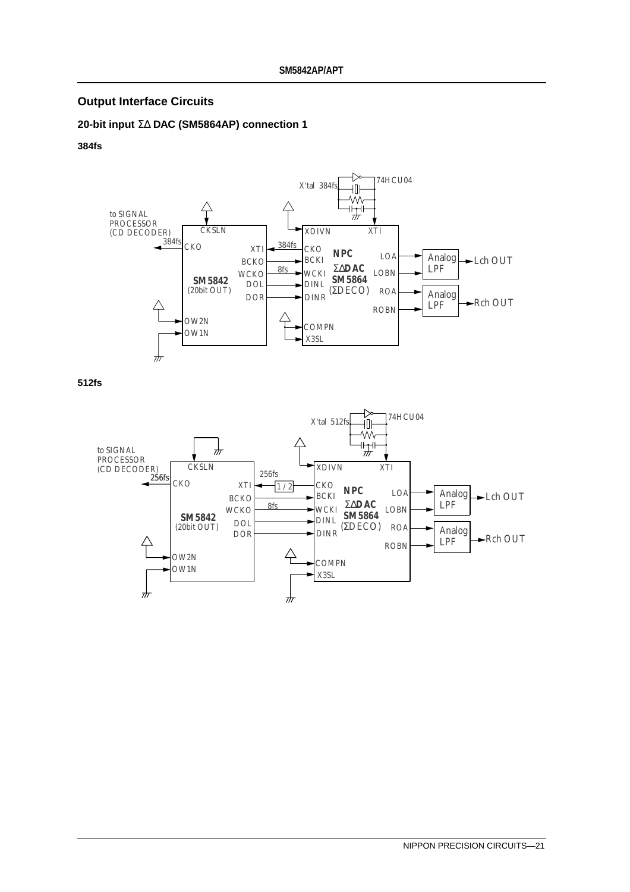## Output Interface Circuits

### 20-bit input ΣΔ DAC (SM5864AP) connection 1

**384fs**

to SIGNAL PROCESSOR (CD DECODER)

384fs CKO

SM5842 (20bit OUT): CKSLN, XTI, BCKO, WCKO, DOL, DOR, OW2N, OW1N

X'tal 384fs, 74HCU04

NPC ΣΔDAC SM5864 (ΣDECO): XDIVN, XTI, CKO, BCKI, WCKI, DINL, DINR, COMPN, X3SL, LOA, LOBN, ROA, ROBN

384fs, 8fs

Analog LPF → Lch OUT

Analog LPF → Rch OUT

**512fs**

to SIGNAL PROCESSOR (CD DECODER)

256fs CKO

SM5842 (20bit OUT): CKSLN, XTI, BCKO, WCKO, DOL, DOR, OW2N, OW1N

X'tal 512fs, 74HCU04

NPC ΣΔDAC SM5864 (ΣDECO): XDIVN, XTI, CKO, BCKI, WCKI, DINL, DINR, COMPN, X3SL, LOA, LOBN, ROA, ROBN

256fs, 1/2, 8fs

Analog LPF → Lch OUT

Analog LPF → Rch OUT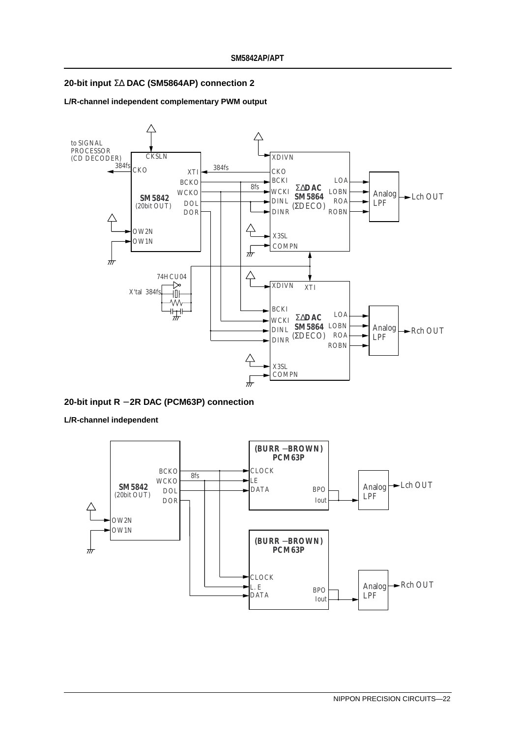## 20-bit input ΣΔ DAC (SM5864AP) connection 2

**L/R-channel independent complementary PWM output**

to SIGNAL PROCESSOR (CD DECODER)

384fs CKO — CKSLN — XTI — BCKO — WCKO — DOL — DOR — OW2N — OW1N

**SM5842** (20bit OUT)

384fs — 8fs

XDIVN — CKO — BCKI — WCKI — DINL — DINR — X3SL — COMPN

**ΣΔDAC SM5864** (ΣDECO)

LOA — LOBN — ROA — ROBN

Analog LPF → Lch OUT

74HCU04

X'tal 384fs

XDIVN — XTI — BCKI — WCKI — DINL — DINR — X3SL — COMPN

**ΣΔDAC SM5864** (ΣDECO)

LOA — LOBN — ROA — ROBN

Analog LPF → Rch OUT

## 20-bit input R −2R DAC (PCM63P) connection

**L/R-channel independent**

**SM5842** (20bit OUT)

BCKO — WCKO — DOL — DOR — OW2N — OW1N

8fs

**(BURR −BROWN) PCM63P**

CLOCK — LE — DATA — BPO — Iout

Analog LPF → Lch OUT

**(BURR −BROWN) PCM63P**

CLOCK — L.E — DATA — BPO — Iout

Analog LPF → Rch OUT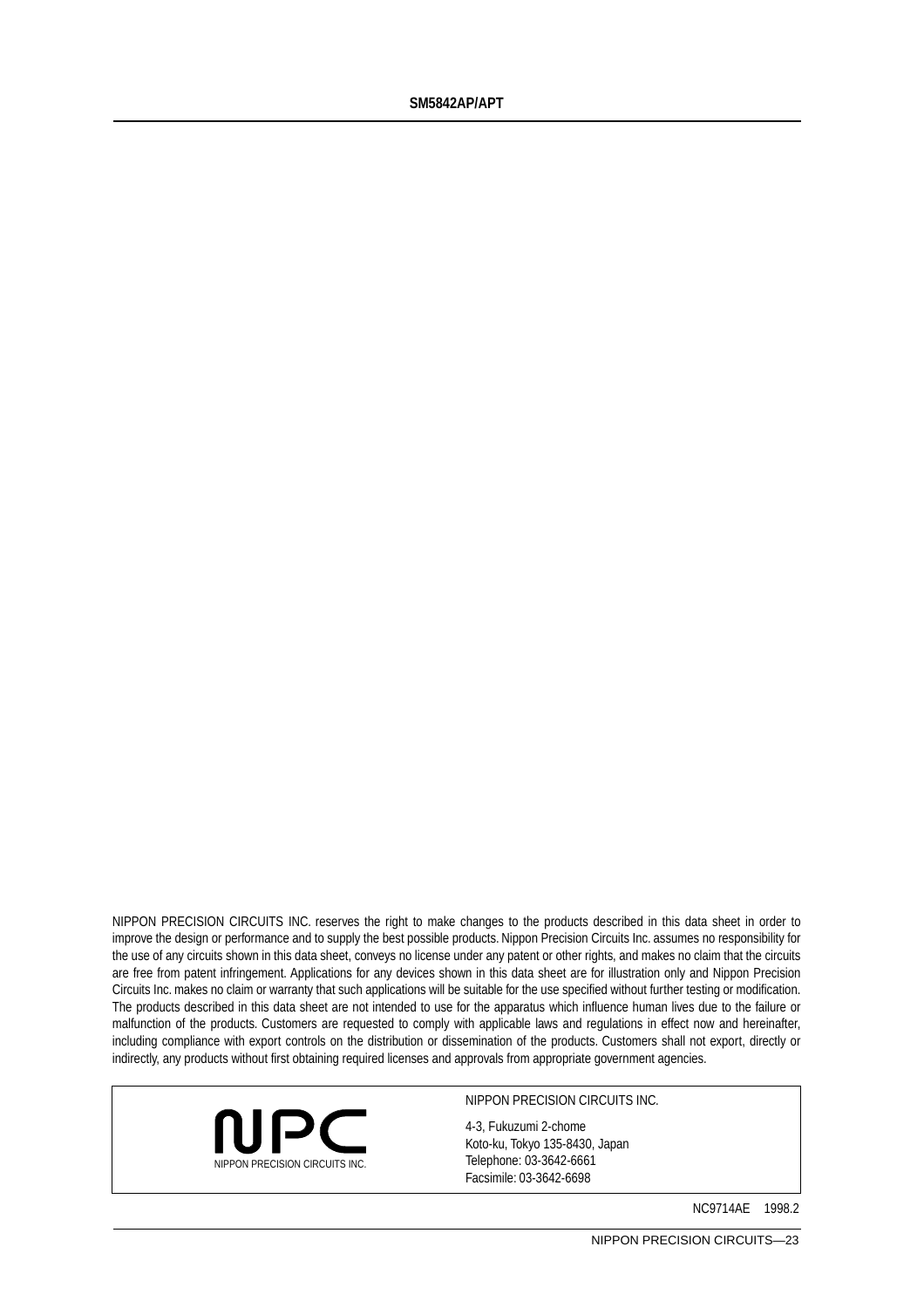NIPPON PRECISION CIRCUITS INC. reserves the right to make changes to the products described in this data sheet in order to improve the design or performance and to supply the best possible products. Nippon Precision Circuits Inc. assumes no responsibility for the use of any circuits shown in this data sheet, conveys no license under any patent or other rights, and makes no claim that the circuits are free from patent infringement. Applications for any devices shown in this data sheet are for illustration only and Nippon Precision Circuits Inc. makes no claim or warranty that such applications will be suitable for the use specified without further testing or modification. The products described in this data sheet are not intended to use for the apparatus which influence human lives due to the failure or malfunction of the products. Customers are requested to comply with applicable laws and regulations in effect now and hereinafter, including compliance with export controls on the distribution or dissemination of the products. Customers shall not export, directly or indirectly, any products without first obtaining required licenses and approvals from appropriate government agencies.

NPC
NIPPON PRECISION CIRCUITS INC.

NIPPON PRECISION CIRCUITS INC.

4-3, Fukuzumi 2-chome
Koto-ku, Tokyo 135-8430, Japan
Telephone: 03-3642-6661
Facsimile: 03-3642-6698

NC9714AE 1998.2